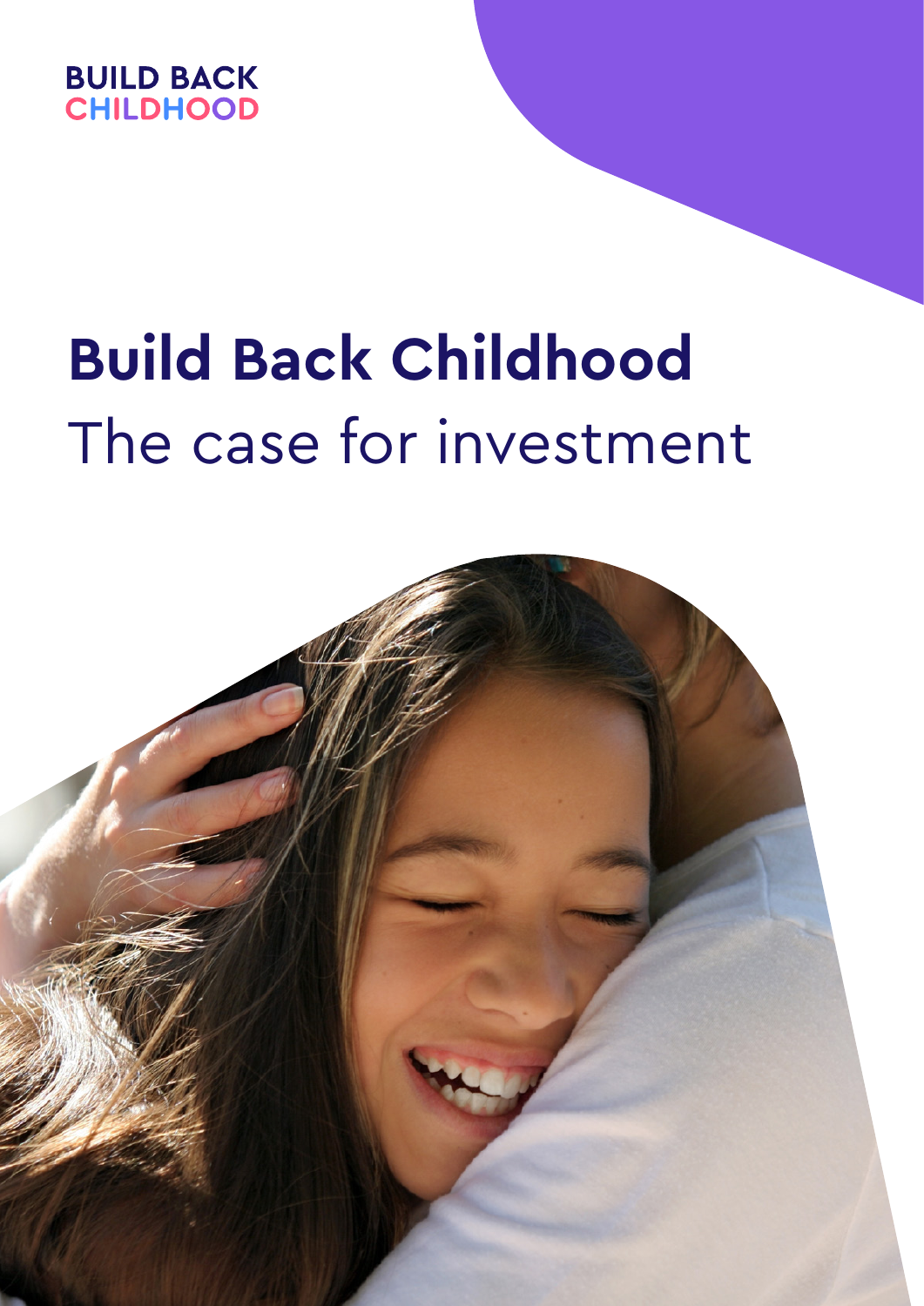BUILD BACK
CHILDHOOD

# Build Back Childhood

The case for investment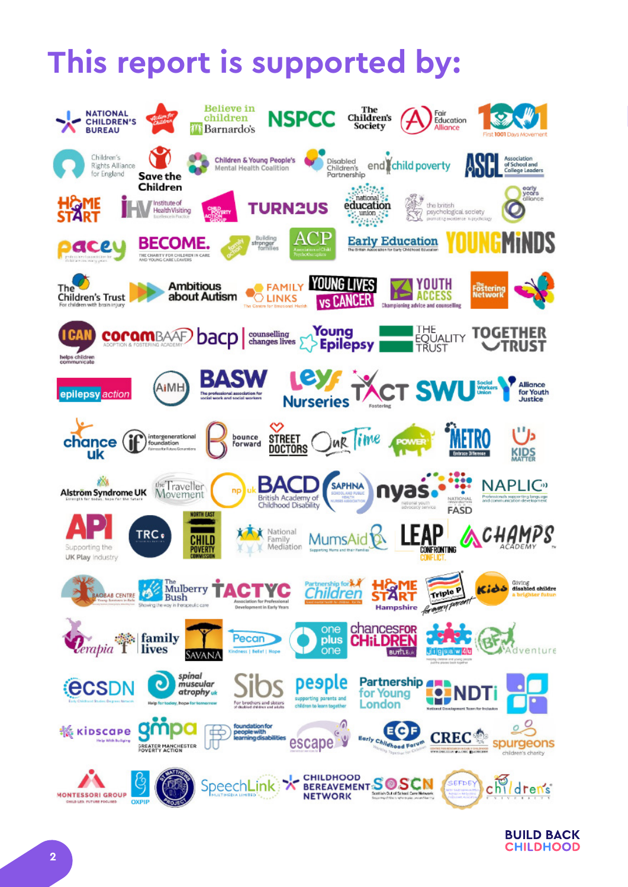# This report is supported by:

National Children's Bureau, Action for Children, Believe in children Barnardo's, NSPCC, The Children's Society, Fair Education Alliance, First 1001 Days Movement, Children's Rights Alliance for England, Save the Children, Children & Young People's Mental Health Coalition, Disabled Children's Partnership, end child poverty, ASCL Association of School and College Leaders, Home Start, Institute of Health Visiting, Child Poverty Action Group, Turn2us, National Education Union, The British Psychological Society, Early Years Alliance, Pacey, Become, Family Action, ACP Association of Child Psychotherapists, Early Education, YoungMinds, The Children's Trust, Ambitious about Autism, Family Links, Young Lives vs Cancer, Youth Access, The Fostering Network, I CAN, Coram BAAF, bacp, Young Epilepsy, The Equality Trust, Together Trust, Epilepsy Action, AiMH, BASW, Leyf Nurseries, TACT Fostering, SWU Social Workers Union, Alliance for Youth Justice, Chance UK, Intergenerational Foundation, Bounce Forward, Street Doctors, Our Time, Power, Metro, Kids Matter, Alström Syndrome UK, The Traveller Movement, np uk, BACD British Academy of Childhood Disability, SAPHNA, nyas, National Organisation for FASD, NAPLIC, API Supporting the UK Play Industry, TRC, North East Child Poverty Commission, National Family Mediation, MumsAid, LEAP Confronting Conflict, Champs Academy, Baobab Centre, The Mulberry Bush, TACTYC, Partnership for Children, Home Start Hampshire, Triple P, Kids, Giving disabled children a brighter future, Terapia, Family Lives, Savana, Pecan, One plus one, Chances for Children, Jigsaw4u, BFM Adventure, ECSDN, Spinal Muscular Atrophy UK, Sibs, Peeple, Partnership for Young London, NDTi, Kidscape, GMPA Greater Manchester Poverty Action, Foundation for people with learning disabilities, Escape, Early Childhood Forum, CREC, Spurgeons, Montessori Group, OXPIP, St Matthew's Project, SpeechLink, Childhood Bereavement Network, SOSCN, SEFDEY, Children's University

**BUILD BACK CHILDHOOD**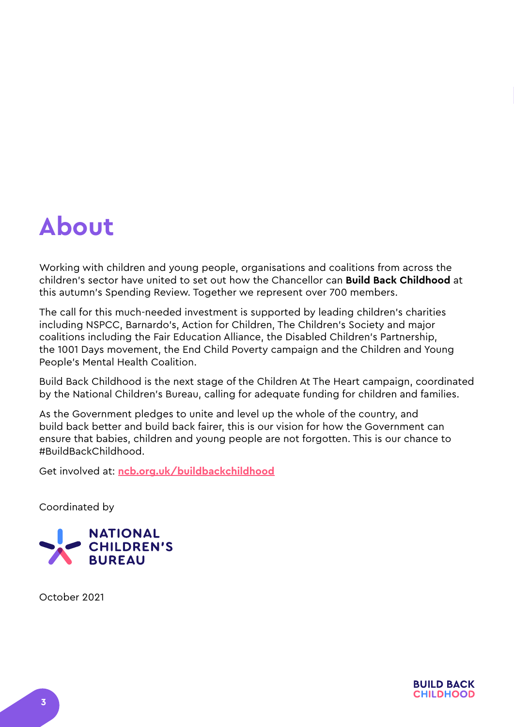# About

Working with children and young people, organisations and coalitions from across the children's sector have united to set out how the Chancellor can **Build Back Childhood** at this autumn's Spending Review. Together we represent over 700 members.

The call for this much-needed investment is supported by leading children's charities including NSPCC, Barnardo's, Action for Children, The Children's Society and major coalitions including the Fair Education Alliance, the Disabled Children's Partnership, the 1001 Days movement, the End Child Poverty campaign and the Children and Young People's Mental Health Coalition.

Build Back Childhood is the next stage of the Children At The Heart campaign, coordinated by the National Children's Bureau, calling for adequate funding for children and families.

As the Government pledges to unite and level up the whole of the country, and build back better and build back fairer, this is our vision for how the Government can ensure that babies, children and young people are not forgotten. This is our chance to #BuildBackChildhood.

Get involved at: **ncb.org.uk/buildbackchildhood**

Coordinated by

NATIONAL CHILDREN'S BUREAU

October 2021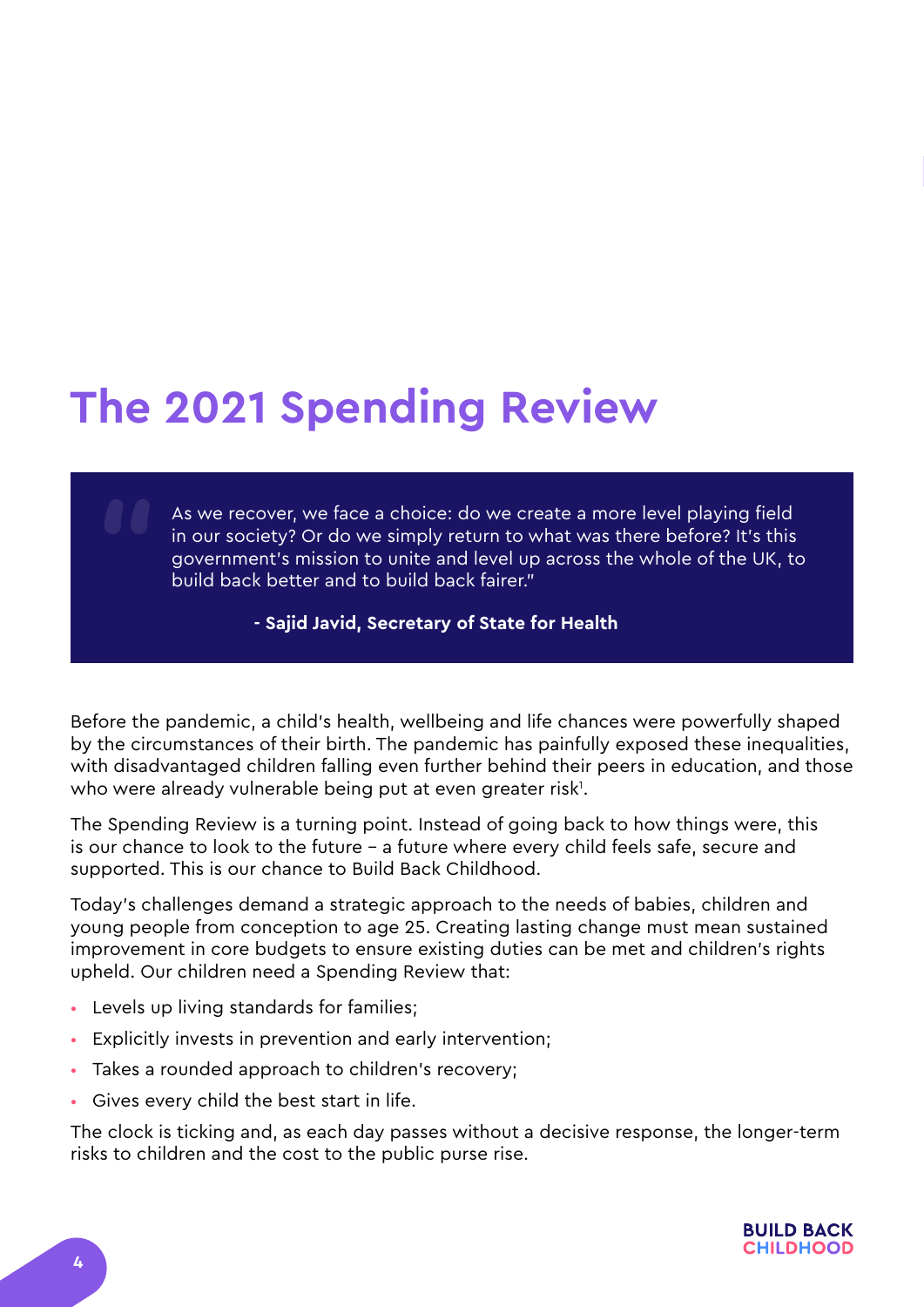# The 2021 Spending Review

> As we recover, we face a choice: do we create a more level playing field in our society? Or do we simply return to what was there before? It's this government's mission to unite and level up across the whole of the UK, to build back better and to build back fairer."
>
> **- Sajid Javid, Secretary of State for Health**

Before the pandemic, a child's health, wellbeing and life chances were powerfully shaped by the circumstances of their birth. The pandemic has painfully exposed these inequalities, with disadvantaged children falling even further behind their peers in education, and those who were already vulnerable being put at even greater risk[1].

The Spending Review is a turning point. Instead of going back to how things were, this is our chance to look to the future – a future where every child feels safe, secure and supported. This is our chance to Build Back Childhood.

Today's challenges demand a strategic approach to the needs of babies, children and young people from conception to age 25. Creating lasting change must mean sustained improvement in core budgets to ensure existing duties can be met and children's rights upheld. Our children need a Spending Review that:

- Levels up living standards for families;
- Explicitly invests in prevention and early intervention;
- Takes a rounded approach to children's recovery;
- Gives every child the best start in life.

The clock is ticking and, as each day passes without a decisive response, the longer-term risks to children and the cost to the public purse rise.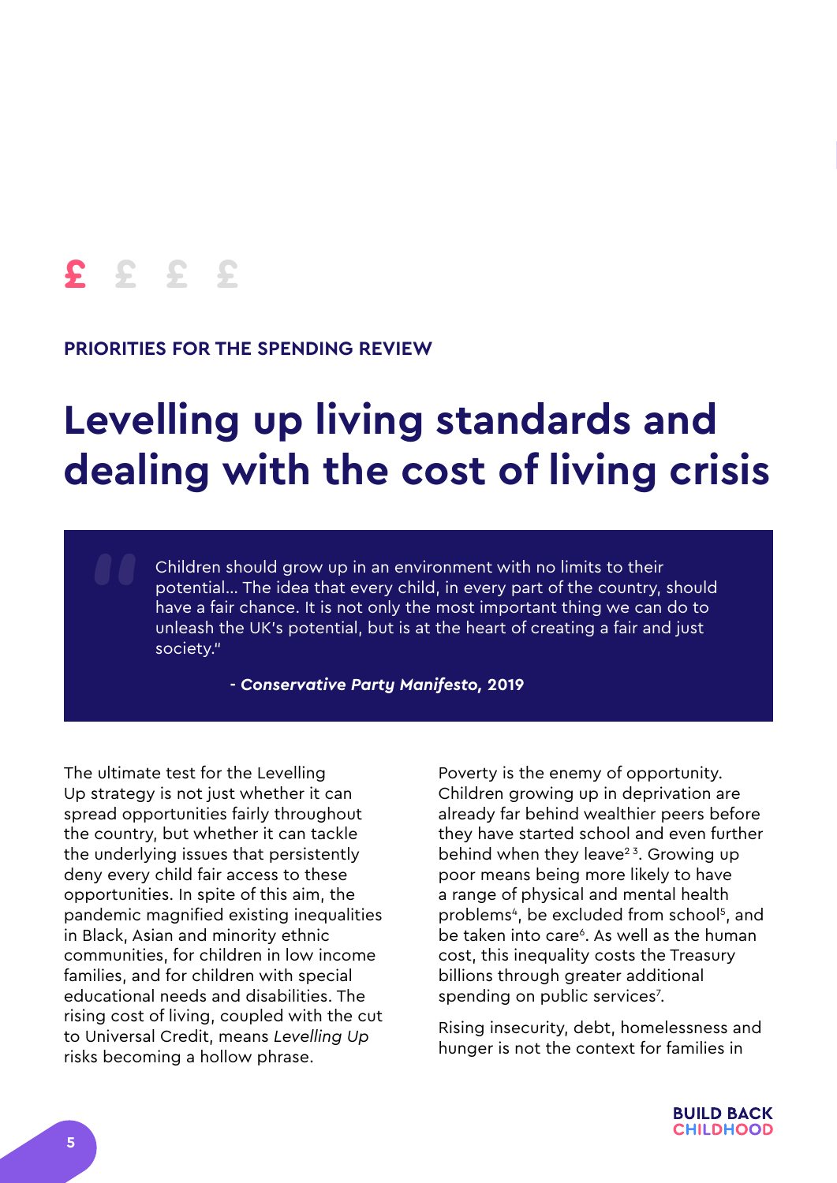PRIORITIES FOR THE SPENDING REVIEW

# Levelling up living standards and dealing with the cost of living crisis

> Children should grow up in an environment with no limits to their potential... The idea that every child, in every part of the country, should have a fair chance. It is not only the most important thing we can do to unleash the UK's potential, but is at the heart of creating a fair and just society."
>
> **- *Conservative Party Manifesto*, 2019**

The ultimate test for the Levelling Up strategy is not just whether it can spread opportunities fairly throughout the country, but whether it can tackle the underlying issues that persistently deny every child fair access to these opportunities. In spite of this aim, the pandemic magnified existing inequalities in Black, Asian and minority ethnic communities, for children in low income families, and for children with special educational needs and disabilities. The rising cost of living, coupled with the cut to Universal Credit, means *Levelling Up* risks becoming a hollow phrase.

Poverty is the enemy of opportunity. Children growing up in deprivation are already far behind wealthier peers before they have started school and even further behind when they leave[2,3]. Growing up poor means being more likely to have a range of physical and mental health problems[4], be excluded from school[5], and be taken into care[6]. As well as the human cost, this inequality costs the Treasury billions through greater additional spending on public services[7].

Rising insecurity, debt, homelessness and hunger is not the context for families in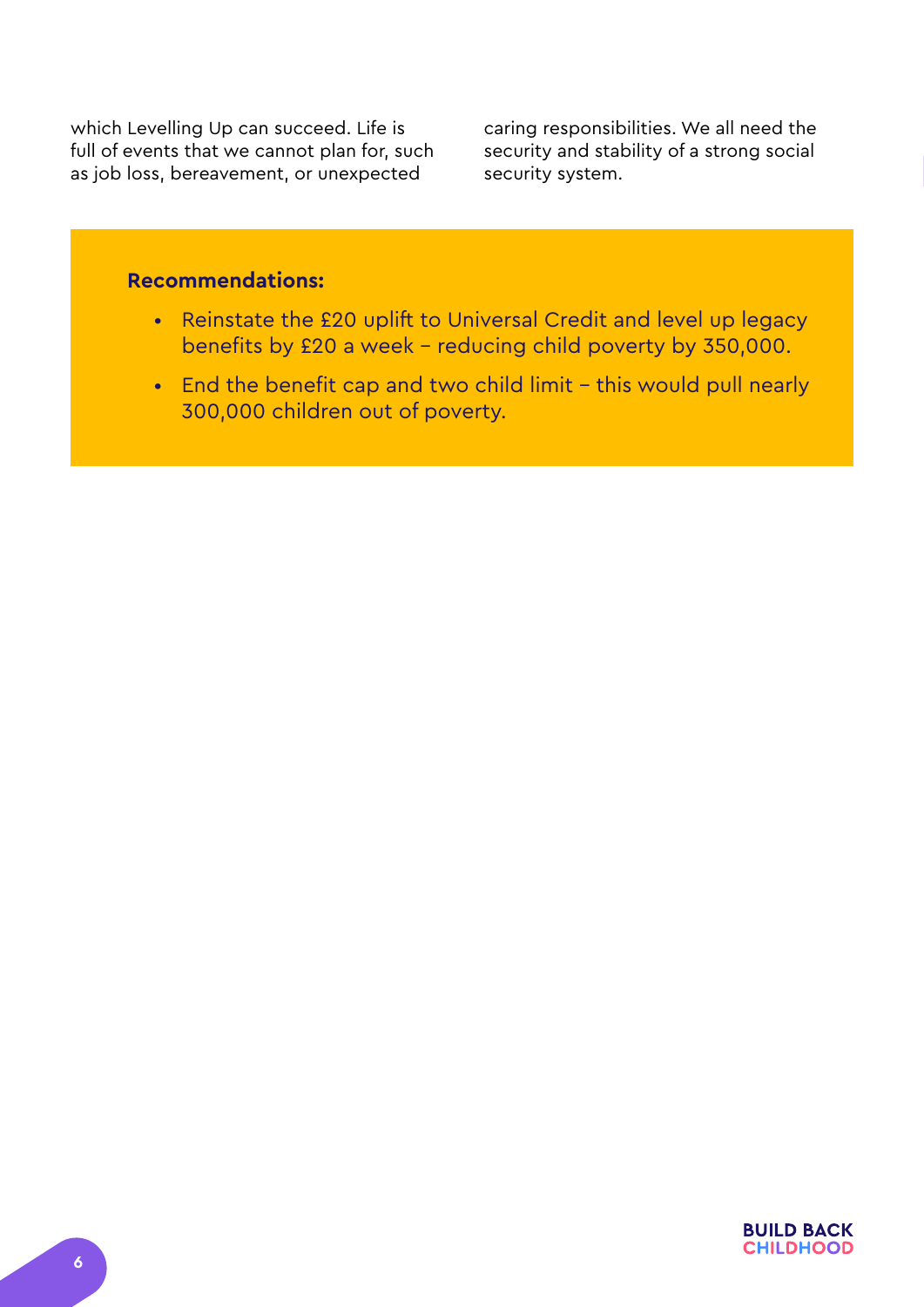which Levelling Up can succeed. Life is full of events that we cannot plan for, such as job loss, bereavement, or unexpected caring responsibilities. We all need the security and stability of a strong social security system.

**Recommendations:**

- Reinstate the £20 uplift to Universal Credit and level up legacy benefits by £20 a week – reducing child poverty by 350,000.
- End the benefit cap and two child limit – this would pull nearly 300,000 children out of poverty.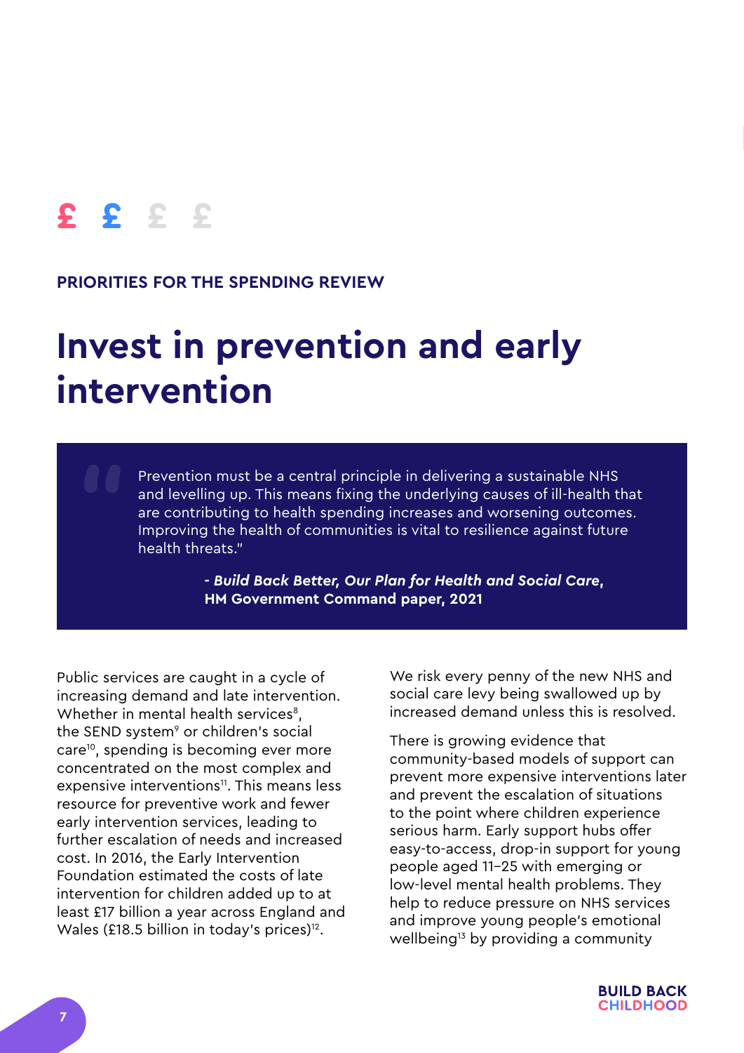PRIORITIES FOR THE SPENDING REVIEW

# Invest in prevention and early intervention

> Prevention must be a central principle in delivering a sustainable NHS and levelling up. This means fixing the underlying causes of ill-health that are contributing to health spending increases and worsening outcomes. Improving the health of communities is vital to resilience against future health threats."
>
> **- *Build Back Better, Our Plan for Health and Social Care*, HM Government Command paper, 2021**

Public services are caught in a cycle of increasing demand and late intervention. Whether in mental health services[8], the SEND system[9] or children's social care[10], spending is becoming ever more concentrated on the most complex and expensive interventions[11]. This means less resource for preventive work and fewer early intervention services, leading to further escalation of needs and increased cost. In 2016, the Early Intervention Foundation estimated the costs of late intervention for children added up to at least £17 billion a year across England and Wales (£18.5 billion in today's prices)[12].

We risk every penny of the new NHS and social care levy being swallowed up by increased demand unless this is resolved.

There is growing evidence that community-based models of support can prevent more expensive interventions later and prevent the escalation of situations to the point where children experience serious harm. Early support hubs offer easy-to-access, drop-in support for young people aged 11–25 with emerging or low-level mental health problems. They help to reduce pressure on NHS services and improve young people's emotional wellbeing[13] by providing a community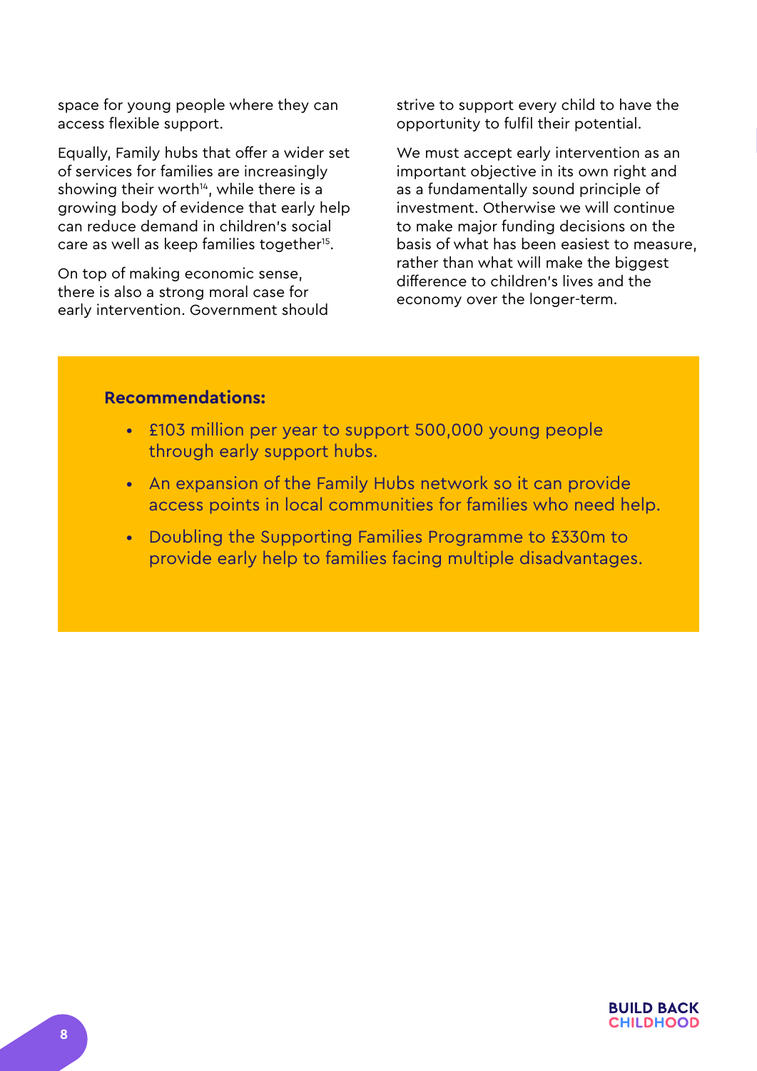space for young people where they can access flexible support.

Equally, Family hubs that offer a wider set of services for families are increasingly showing their worth[14], while there is a growing body of evidence that early help can reduce demand in children's social care as well as keep families together[15].

On top of making economic sense, there is also a strong moral case for early intervention. Government should strive to support every child to have the opportunity to fulfil their potential.

We must accept early intervention as an important objective in its own right and as a fundamentally sound principle of investment. Otherwise we will continue to make major funding decisions on the basis of what has been easiest to measure, rather than what will make the biggest difference to children's lives and the economy over the longer-term.

**Recommendations:**

- £103 million per year to support 500,000 young people through early support hubs.
- An expansion of the Family Hubs network so it can provide access points in local communities for families who need help.
- Doubling the Supporting Families Programme to £330m to provide early help to families facing multiple disadvantages.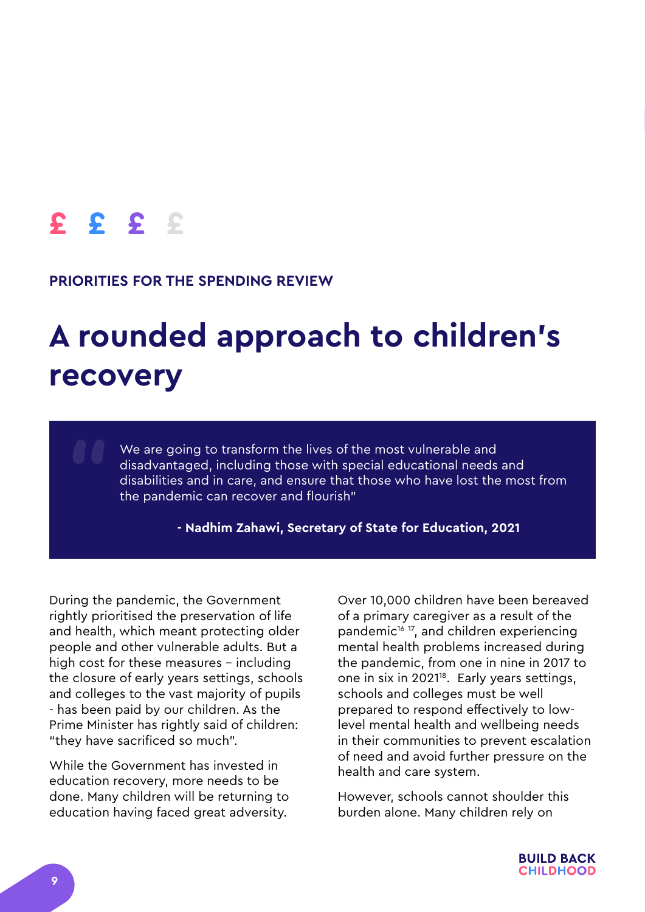PRIORITIES FOR THE SPENDING REVIEW

# A rounded approach to children's recovery

> We are going to transform the lives of the most vulnerable and disadvantaged, including those with special educational needs and disabilities and in care, and ensure that those who have lost the most from the pandemic can recover and flourish"
>
> **- Nadhim Zahawi, Secretary of State for Education, 2021**

During the pandemic, the Government rightly prioritised the preservation of life and health, which meant protecting older people and other vulnerable adults. But a high cost for these measures – including the closure of early years settings, schools and colleges to the vast majority of pupils - has been paid by our children. As the Prime Minister has rightly said of children: "they have sacrificed so much".

While the Government has invested in education recovery, more needs to be done. Many children will be returning to education having faced great adversity.

Over 10,000 children have been bereaved of a primary caregiver as a result of the pandemic[16 17], and children experiencing mental health problems increased during the pandemic, from one in nine in 2017 to one in six in 2021[18]. Early years settings, schools and colleges must be well prepared to respond effectively to low-level mental health and wellbeing needs in their communities to prevent escalation of need and avoid further pressure on the health and care system.

However, schools cannot shoulder this burden alone. Many children rely on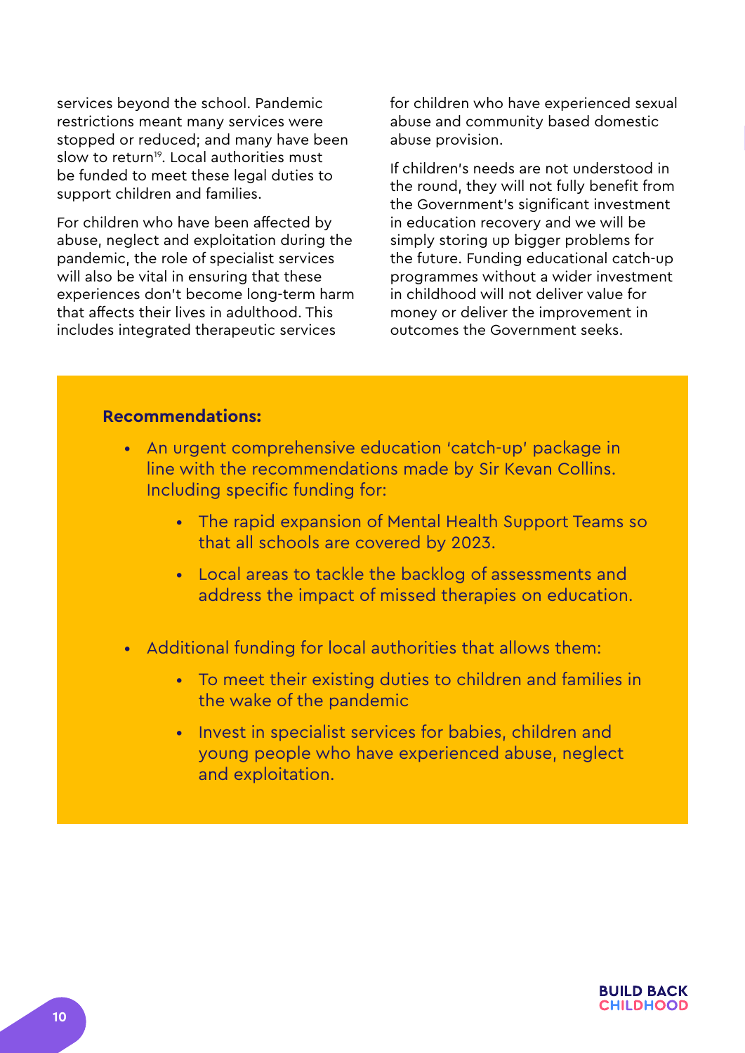services beyond the school. Pandemic restrictions meant many services were stopped or reduced; and many have been slow to return[19]. Local authorities must be funded to meet these legal duties to support children and families.

For children who have been affected by abuse, neglect and exploitation during the pandemic, the role of specialist services will also be vital in ensuring that these experiences don't become long-term harm that affects their lives in adulthood. This includes integrated therapeutic services for children who have experienced sexual abuse and community based domestic abuse provision.

If children's needs are not understood in the round, they will not fully benefit from the Government's significant investment in education recovery and we will be simply storing up bigger problems for the future. Funding educational catch-up programmes without a wider investment in childhood will not deliver value for money or deliver the improvement in outcomes the Government seeks.

**Recommendations:**

- An urgent comprehensive education 'catch-up' package in line with the recommendations made by Sir Kevan Collins. Including specific funding for:
    - The rapid expansion of Mental Health Support Teams so that all schools are covered by 2023.
    - Local areas to tackle the backlog of assessments and address the impact of missed therapies on education.
- Additional funding for local authorities that allows them:
    - To meet their existing duties to children and families in the wake of the pandemic
    - Invest in specialist services for babies, children and young people who have experienced abuse, neglect and exploitation.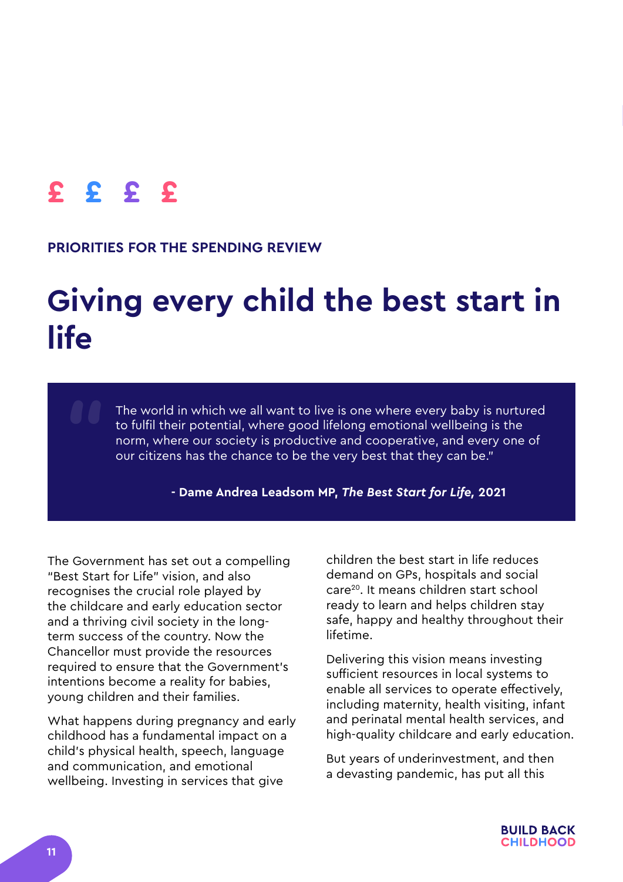£ £ £ £

**PRIORITIES FOR THE SPENDING REVIEW**

# Giving every child the best start in life

> "The world in which we all want to live is one where every baby is nurtured to fulfil their potential, where good lifelong emotional wellbeing is the norm, where our society is productive and cooperative, and every one of our citizens has the chance to be the very best that they can be."
>
> **- Dame Andrea Leadsom MP, *The Best Start for Life*, 2021**

The Government has set out a compelling "Best Start for Life" vision, and also recognises the crucial role played by the childcare and early education sector and a thriving civil society in the long-term success of the country. Now the Chancellor must provide the resources required to ensure that the Government's intentions become a reality for babies, young children and their families.

What happens during pregnancy and early childhood has a fundamental impact on a child's physical health, speech, language and communication, and emotional wellbeing. Investing in services that give children the best start in life reduces demand on GPs, hospitals and social care[20]. It means children start school ready to learn and helps children stay safe, happy and healthy throughout their lifetime.

Delivering this vision means investing sufficient resources in local systems to enable all services to operate effectively, including maternity, health visiting, infant and perinatal mental health services, and high-quality childcare and early education.

But years of underinvestment, and then a devasting pandemic, has put all this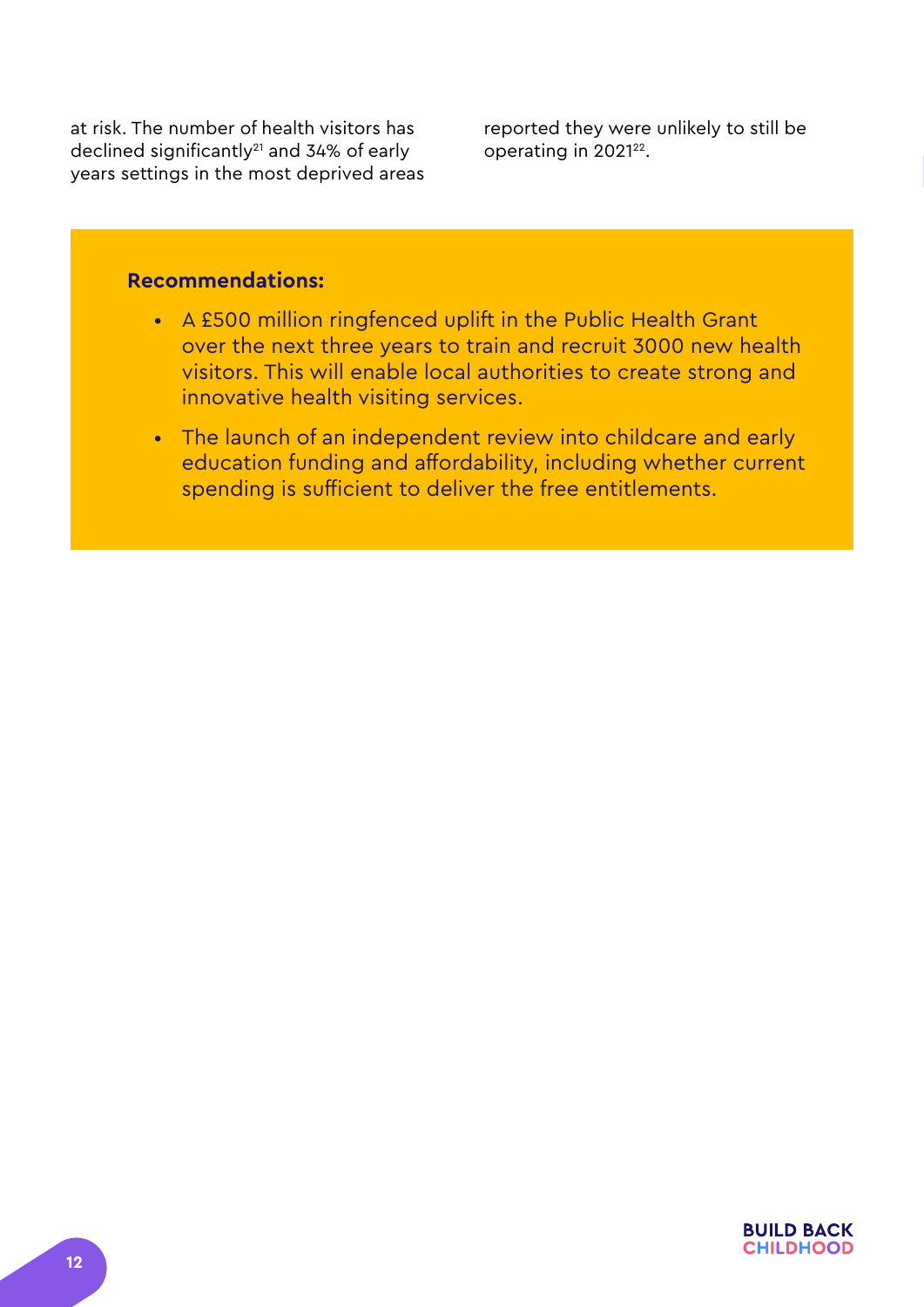at risk. The number of health visitors has declined significantly[21] and 34% of early years settings in the most deprived areas reported they were unlikely to still be operating in 2021[22].

**Recommendations:**

- A £500 million ringfenced uplift in the Public Health Grant over the next three years to train and recruit 3000 new health visitors. This will enable local authorities to create strong and innovative health visiting services.
- The launch of an independent review into childcare and early education funding and affordability, including whether current spending is sufficient to deliver the free entitlements.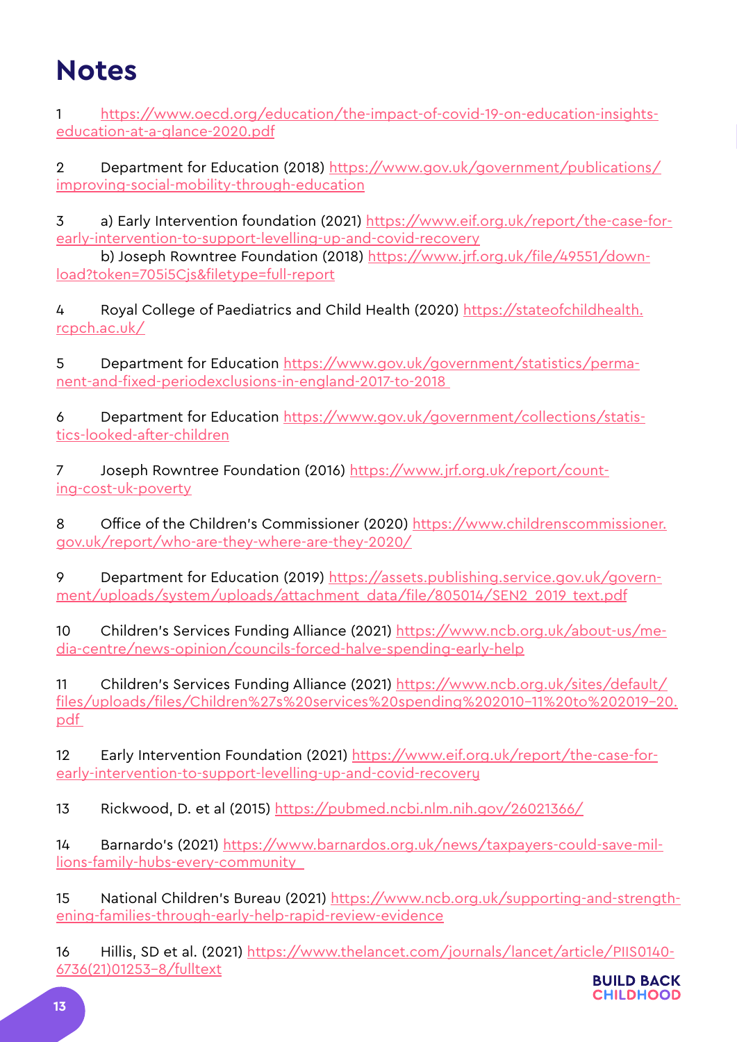# Notes

1 https://www.oecd.org/education/the-impact-of-covid-19-on-education-insights-education-at-a-glance-2020.pdf

2 Department for Education (2018) https://www.gov.uk/government/publications/improving-social-mobility-through-education

3 a) Early Intervention foundation (2021) https://www.eif.org.uk/report/the-case-for-early-intervention-to-support-levelling-up-and-covid-recovery
b) Joseph Rowntree Foundation (2018) https://www.jrf.org.uk/file/49551/download?token=705i5Cjs&filetype=full-report

4 Royal College of Paediatrics and Child Health (2020) https://stateofchildhealth.rcpch.ac.uk/

5 Department for Education https://www.gov.uk/government/statistics/permanent-and-fixed-periodexclusions-in-england-2017-to-2018

6 Department for Education https://www.gov.uk/government/collections/statistics-looked-after-children

7 Joseph Rowntree Foundation (2016) https://www.jrf.org.uk/report/counting-cost-uk-poverty

8 Office of the Children's Commissioner (2020) https://www.childrenscommissioner.gov.uk/report/who-are-they-where-are-they-2020/

9 Department for Education (2019) https://assets.publishing.service.gov.uk/government/uploads/system/uploads/attachment_data/file/805014/SEN2_2019_text.pdf

10 Children's Services Funding Alliance (2021) https://www.ncb.org.uk/about-us/media-centre/news-opinion/councils-forced-halve-spending-early-help

11 Children's Services Funding Alliance (2021) https://www.ncb.org.uk/sites/default/files/uploads/files/Children%27s%20services%20spending%202010-11%20to%202019-20.pdf

12 Early Intervention Foundation (2021) https://www.eif.org.uk/report/the-case-for-early-intervention-to-support-levelling-up-and-covid-recovery

13 Rickwood, D. et al (2015) https://pubmed.ncbi.nlm.nih.gov/26021366/

14 Barnardo's (2021) https://www.barnardos.org.uk/news/taxpayers-could-save-millions-family-hubs-every-community

15 National Children's Bureau (2021) https://www.ncb.org.uk/supporting-and-strengthening-families-through-early-help-rapid-review-evidence

16 Hillis, SD et al. (2021) https://www.thelancet.com/journals/lancet/article/PIIS0140-6736(21)01253-8/fulltext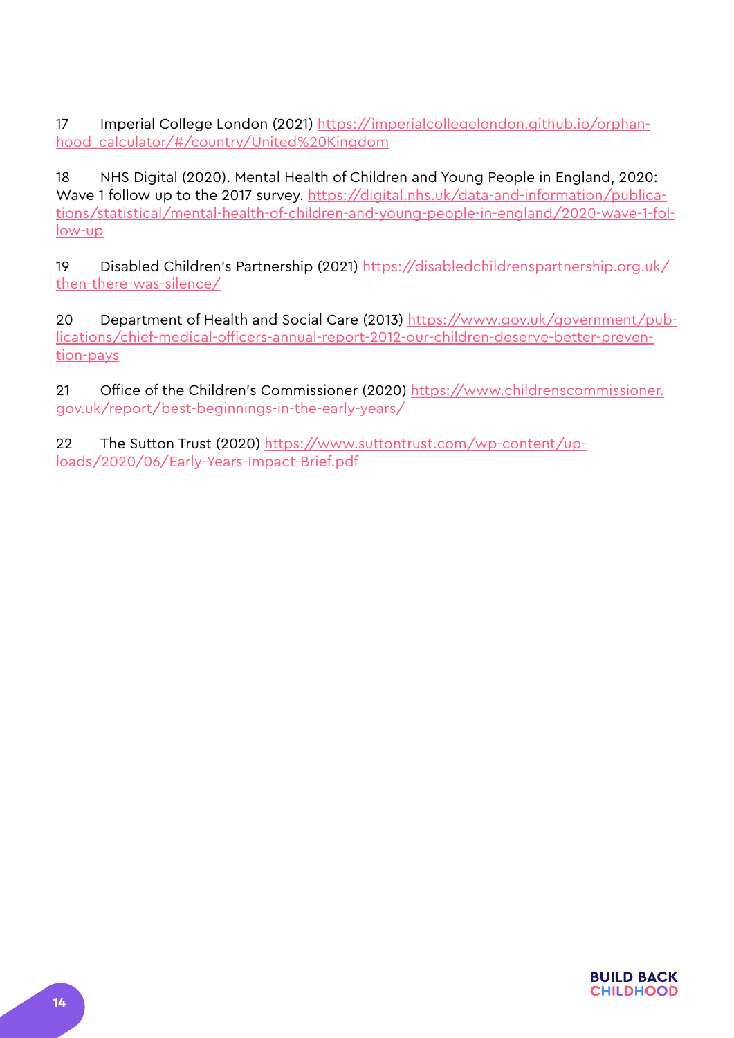17 Imperial College London (2021) https://imperialcollegelondon.github.io/orphanhood_calculator/#/country/United%20Kingdom

18 NHS Digital (2020). Mental Health of Children and Young People in England, 2020: Wave 1 follow up to the 2017 survey. https://digital.nhs.uk/data-and-information/publications/statistical/mental-health-of-children-and-young-people-in-england/2020-wave-1-follow-up

19 Disabled Children's Partnership (2021) https://disabledchildrenspartnership.org.uk/then-there-was-silence/

20 Department of Health and Social Care (2013) https://www.gov.uk/government/publications/chief-medical-officers-annual-report-2012-our-children-deserve-better-prevention-pays

21 Office of the Children's Commissioner (2020) https://www.childrenscommissioner.gov.uk/report/best-beginnings-in-the-early-years/

22 The Sutton Trust (2020) https://www.suttontrust.com/wp-content/uploads/2020/06/Early-Years-Impact-Brief.pdf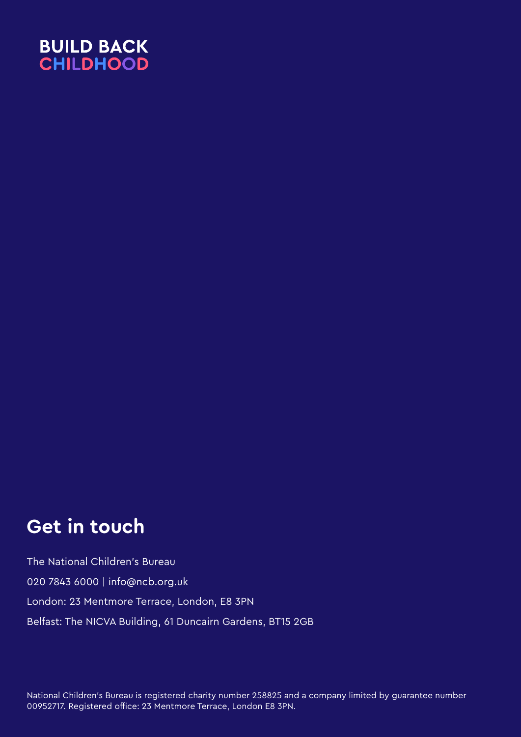BUILD BACK
CHILDHOOD

## Get in touch

The National Children's Bureau

020 7843 6000 | info@ncb.org.uk

London: 23 Mentmore Terrace, London, E8 3PN

Belfast: The NICVA Building, 61 Duncairn Gardens, BT15 2GB

National Children's Bureau is registered charity number 258825 and a company limited by guarantee number 00952717. Registered office: 23 Mentmore Terrace, London E8 3PN.